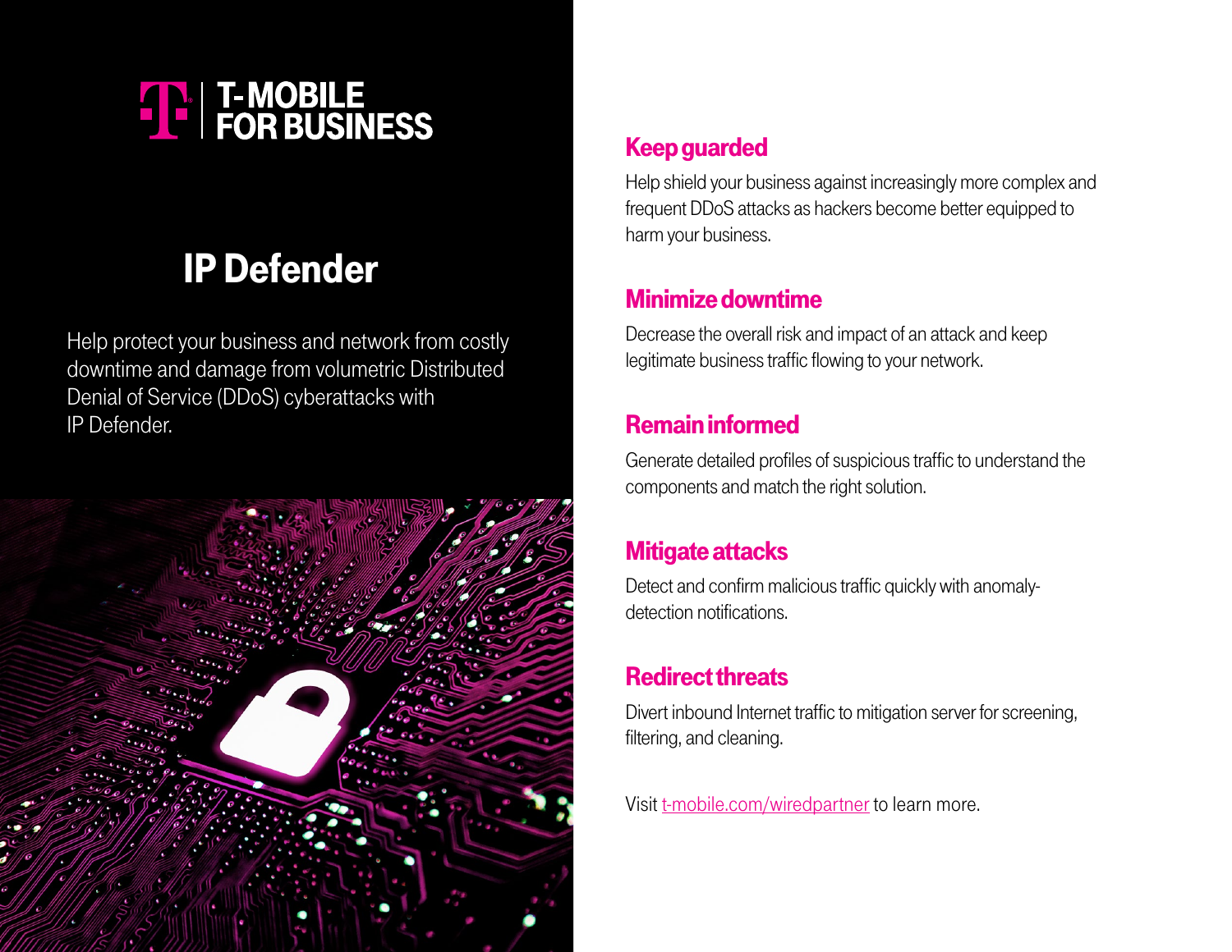T-MOBILE FOR BUSINESS

# IP Defender

Help protect your business and network from costly downtime and damage from volumetric Distributed Denial of Service (DDoS) cyberattacks with IP Defender.

## Keep guarded

Help shield your business against increasingly more complex and frequent DDoS attacks as hackers become better equipped to harm your business.

## Minimize downtime

Decrease the overall risk and impact of an attack and keep legitimate business traffic flowing to your network.

## Remain informed

Generate detailed profiles of suspicious traffic to understand the components and match the right solution.

## Mitigate attacks

Detect and confirm malicious traffic quickly with anomaly-detection notifications.

## Redirect threats

Divert inbound Internet traffic to mitigation server for screening, filtering, and cleaning.

Visit t-mobile.com/wiredpartner to learn more.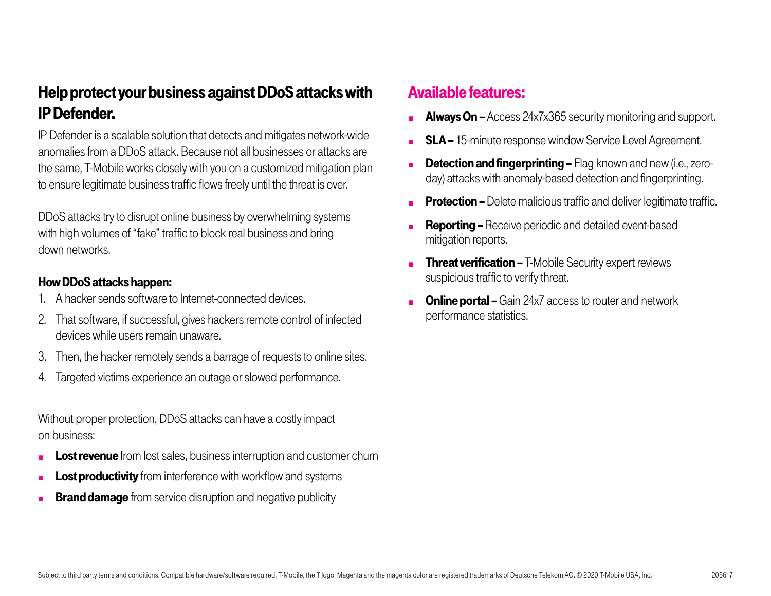## Help protect your business against DDoS attacks with IP Defender.

IP Defender is a scalable solution that detects and mitigates network-wide anomalies from a DDoS attack. Because not all businesses or attacks are the same, T-Mobile works closely with you on a customized mitigation plan to ensure legitimate business traffic flows freely until the threat is over.

DDoS attacks try to disrupt online business by overwhelming systems with high volumes of "fake" traffic to block real business and bring down networks.

**How DDoS attacks happen:**

1. A hacker sends software to Internet-connected devices.
2. That software, if successful, gives hackers remote control of infected devices while users remain unaware.
3. Then, the hacker remotely sends a barrage of requests to online sites.
4. Targeted victims experience an outage or slowed performance.

Without proper protection, DDoS attacks can have a costly impact on business:

- **Lost revenue** from lost sales, business interruption and customer churn
- **Lost productivity** from interference with workflow and systems
- **Brand damage** from service disruption and negative publicity

## Available features:

- **Always On –** Access 24x7x365 security monitoring and support.
- **SLA –** 15-minute response window Service Level Agreement.
- **Detection and fingerprinting –** Flag known and new (i.e., zero-day) attacks with anomaly-based detection and fingerprinting.
- **Protection –** Delete malicious traffic and deliver legitimate traffic.
- **Reporting –** Receive periodic and detailed event-based mitigation reports.
- **Threat verification –** T-Mobile Security expert reviews suspicious traffic to verify threat.
- **Online portal –** Gain 24x7 access to router and network performance statistics.

Subject to third party terms and conditions. Compatible hardware/software required. T-Mobile, the T logo, Magenta and the magenta color are registered trademarks of Deutsche Telekom AG. © 2020 T-Mobile USA, Inc. 205617